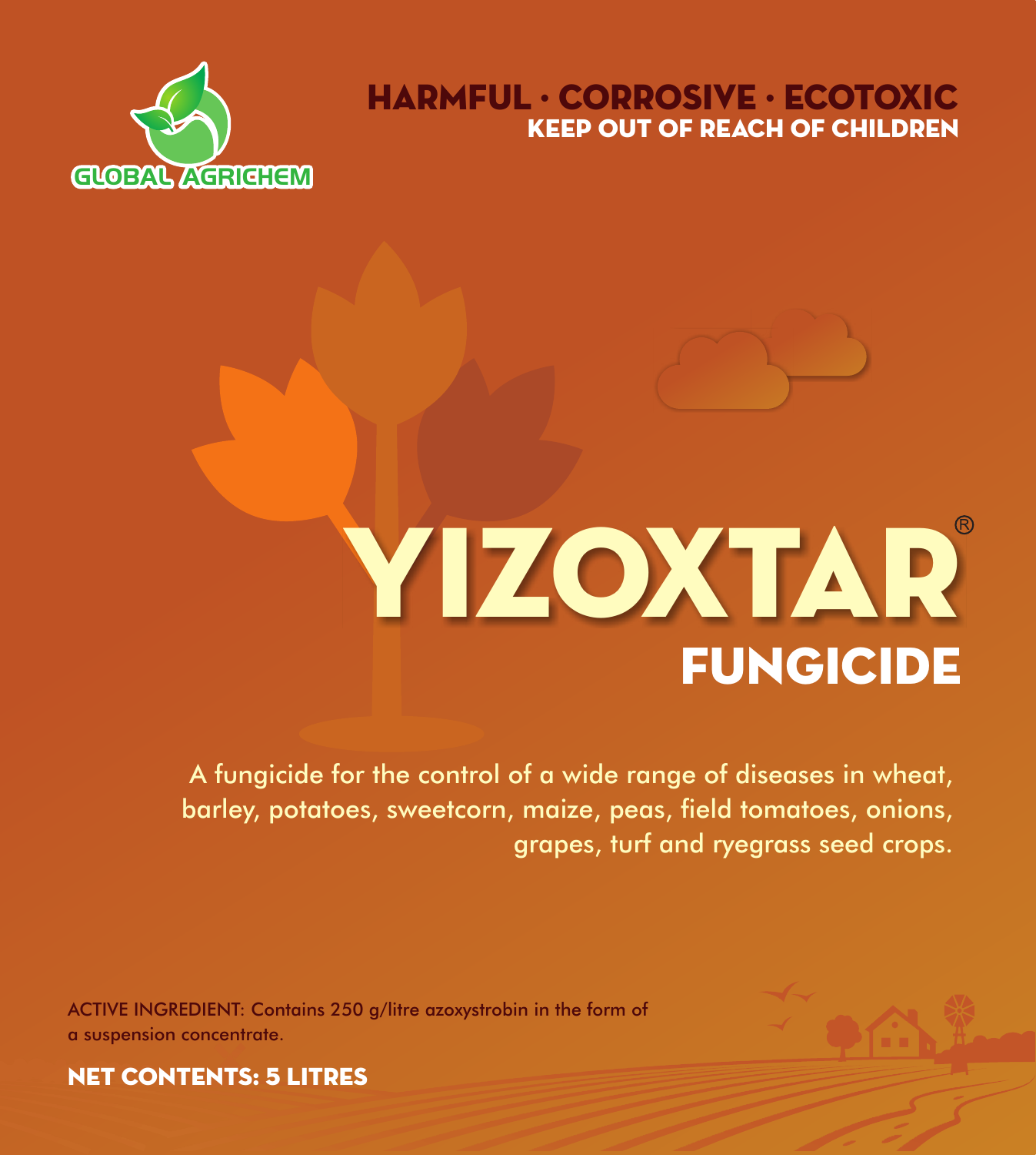GLOBAL AGRICHEM

**HARMFUL · CORROSIVE · ECOTOXIC**

**KEEP OUT OF REACH OF CHILDREN**

# YIZOXTAR®

## FUNGICIDE

A fungicide for the control of a wide range of diseases in wheat, barley, potatoes, sweetcorn, maize, peas, field tomatoes, onions, grapes, turf and ryegrass seed crops.

ACTIVE INGREDIENT: Contains 250 g/litre azoxystrobin in the form of a suspension concentrate.

**NET CONTENTS: 5 LITRES**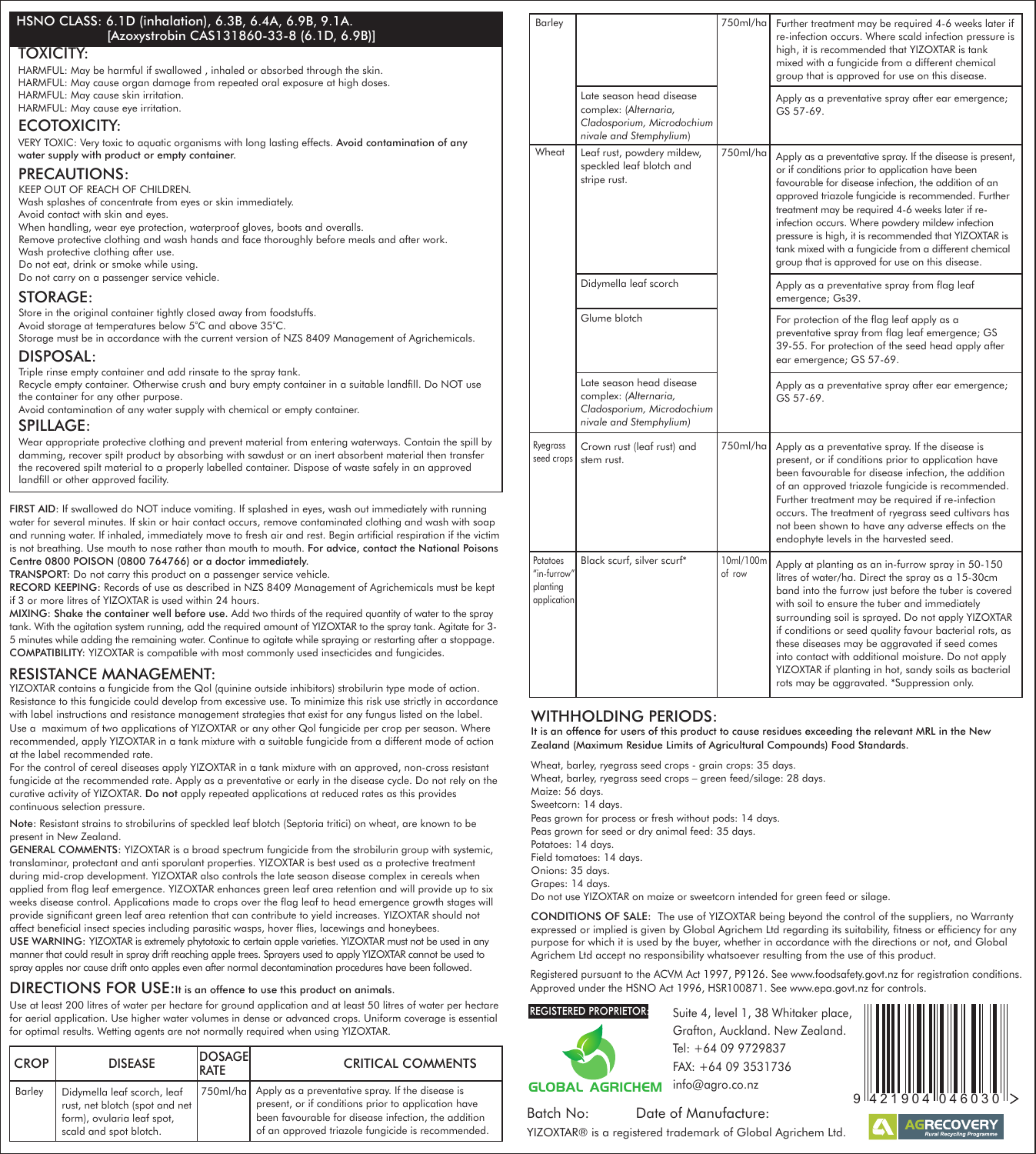HSNO CLASS: 6.1D (inhalation), 6.3B, 6.4A, 6.9B, 9.1A.
[Azoxystrobin CAS131860-33-8 (6.1D, 6.9B)]

## TOXICITY:

HARMFUL: May be harmful if swallowed , inhaled or absorbed through the skin.
HARMFUL: May cause organ damage from repeated oral exposure at high doses.
HARMFUL: May cause skin irritation.
HARMFUL: May cause eye irritation.

## ECOTOXICITY:

VERY TOXIC: Very toxic to aquatic organisms with long lasting effects. **Avoid contamination of any water supply with product or empty container.**

## PRECAUTIONS:

KEEP OUT OF REACH OF CHILDREN.
Wash splashes of concentrate from eyes or skin immediately.
Avoid contact with skin and eyes.
When handling, wear eye protection, waterproof gloves, boots and overalls.
Remove protective clothing and wash hands and face thoroughly before meals and after work.
Wash protective clothing after use.
Do not eat, drink or smoke while using.
Do not carry on a passenger service vehicle.

## STORAGE:

Store in the original container tightly closed away from foodstuffs.
Avoid storage at temperatures below 5°C and above 35°C.
Storage must be in accordance with the current version of NZS 8409 Management of Agrichemicals.

## DISPOSAL:

Triple rinse empty container and add rinsate to the spray tank.
Recycle empty container. Otherwise crush and bury empty container in a suitable landfill. Do NOT use the container for any other purpose.
Avoid contamination of any water supply with chemical or empty container.

## SPILLAGE:

Wear appropriate protective clothing and prevent material from entering waterways. Contain the spill by damming, recover spilt product by absorbing with sawdust or an inert absorbent material then transfer the recovered spilt material to a properly labelled container. Dispose of waste safely in an approved landfill or other approved facility.

FIRST AID: If swallowed do NOT induce vomiting. If splashed in eyes, wash out immediately with running water for several minutes. If skin or hair contact occurs, remove contaminated clothing and wash with soap and running water. If inhaled, immediately move to fresh air and rest. Begin artificial respiration if the victim is not breathing. Use mouth to nose rather than mouth to mouth. **For advice, contact the National Poisons Centre 0800 POISON (0800 764766) or a doctor immediately.**

TRANSPORT: Do not carry this product on a passenger service vehicle.

RECORD KEEPING: Records of use as described in NZS 8409 Management of Agrichemicals must be kept if 3 or more litres of YIZOXTAR is used within 24 hours.

MIXING: **Shake the container well before use.** Add two thirds of the required quantity of water to the spray tank. With the agitation system running, add the required amount of YIZOXTAR to the spray tank. Agitate for 3-5 minutes while adding the remaining water. Continue to agitate while spraying or restarting after a stoppage.

COMPATIBILITY: YIZOXTAR is compatible with most commonly used insecticides and fungicides.

## RESISTANCE MANAGEMENT:

YIZOXTAR contains a fungicide from the QoI (quinine outside inhibitors) strobilurin type mode of action. Resistance to this fungicide could develop from excessive use. To minimize this risk use strictly in accordance with label instructions and resistance management strategies that exist for any fungus listed on the label.
Use a maximum of two applications of YIZOXTAR or any other QoI fungicide per crop per season. Where recommended, apply YIZOXTAR in a tank mixture with a suitable fungicide from a different mode of action at the label recommended rate.
For the control of cereal diseases apply YIZOXTAR in a tank mixture with an approved, non-cross resistant fungicide at the recommended rate. Apply as a preventative or early in the disease cycle. Do not rely on the curative activity of YIZOXTAR. **Do not** apply repeated applications at reduced rates as this provides continuous selection pressure.

Note: Resistant strains to strobilurins of speckled leaf blotch (Septoria tritici) on wheat, are known to be present in New Zealand.

GENERAL COMMENTS: YIZOXTAR is a broad spectrum fungicide from the strobilurin group with systemic, translaminar, protectant and anti sporulant properties. YIZOXTAR is best used as a protective treatment during mid-crop development. YIZOXTAR also controls the late season disease complex in cereals when applied from flag leaf emergence. YIZOXTAR enhances green leaf area retention and will provide up to six weeks disease control. Applications made to crops over the flag leaf to head emergence growth stages will provide significant green leaf area retention that can contribute to yield increases. YIZOXTAR should not affect beneficial insect species including parasitic wasps, hover flies, lacewings and honeybees.

USE WARNING: YIZOXTAR is extremely phytotoxic to certain apple varieties. YIZOXTAR must not be used in any manner that could result in spray drift reaching apple trees. Sprayers used to apply YIZOXTAR cannot be used to spray apples nor cause drift onto apples even after normal decontamination procedures have been followed.

## DIRECTIONS FOR USE: It is an offence to use this product on animals.

Use at least 200 litres of water per hectare for ground application and at least 50 litres of water per hectare for aerial application. Use higher water volumes in dense or advanced crops. Uniform coverage is essential for optimal results. Wetting agents are not normally required when using YIZOXTAR.

| CROP | DISEASE | DOSAGE RATE | CRITICAL COMMENTS |
|---|---|---|---|
| Barley | Didymella leaf scorch, leaf rust, net blotch (spot and net form), ovularia leaf spot, scald and spot blotch. | 750ml/ha | Apply as a preventative spray. If the disease is present, or if conditions prior to application have been favourable for disease infection, the addition of an approved triazole fungicide is recommended. Further treatment may be required 4-6 weeks later if re-infection occurs. Where scald infection pressure is high, it is recommended that YIZOXTAR is tank mixed with a fungicide from a different chemical group that is approved for use on this disease. |
| | Late season head disease complex: (*Alternaria, Cladosporium, Microdochium nivale and Stemphylium*) | | Apply as a preventative spray after ear emergence; GS 57-69. |
| Wheat | Leaf rust, powdery mildew, speckled leaf blotch and stripe rust. | 750ml/ha | Apply as a preventative spray. If the disease is present, or if conditions prior to application have been favourable for disease infection, the addition of an approved triazole fungicide is recommended. Further treatment may be required 4-6 weeks later if re-infection occurs. Where powdery mildew infection pressure is high, it is recommended that YIZOXTAR is tank mixed with a fungicide from a different chemical group that is approved for use on this disease. |
| | Didymella leaf scorch | | Apply as a preventative spray from flag leaf emergence; Gs39. |
| | Glume blotch | | For protection of the flag leaf apply as a preventative spray from flag leaf emergence; GS 39-55. For protection of the seed head apply after ear emergence; GS 57-69. |
| | Late season head disease complex: (*Alternaria, Cladosporium, Microdochium nivale and Stemphylium*) | | Apply as a preventative spray after ear emergence; GS 57-69. |
| Ryegrass seed crops | Crown rust (leaf rust) and stem rust. | 750ml/ha | Apply as a preventative spray. If the disease is present, or if conditions prior to application have been favourable for disease infection, the addition of an approved triazole fungicide is recommended. Further treatment may be required if re-infection occurs. The treatment of ryegrass seed cultivars has not been shown to have any adverse effects on the endophyte levels in the harvested seed. |
| Potatoes "in-furrow" planting application | Black scurf, silver scurf* | 10ml/100m of row | Apply at planting as an in-furrow spray in 50-150 litres of water/ha. Direct the spray as a 15-30cm band into the furrow just before the tuber is covered with soil to ensure the tuber and immediately surrounding soil is sprayed. Do not apply YIZOXTAR if conditions or seed quality favour bacterial rots, as these diseases may be aggravated if seed comes into contact with additional moisture. Do not apply YIZOXTAR if planting in hot, sandy soils as bacterial rots may be aggravated. *Suppression only. |

## WITHHOLDING PERIODS:

It is an offence for users of this product to cause residues exceeding the relevant MRL in the New Zealand (Maximum Residue Limits of Agricultural Compounds) Food Standards.

Wheat, barley, ryegrass seed crops - grain crops: 35 days.
Wheat, barley, ryegrass seed crops – green feed/silage: 28 days.
Maize: 56 days.
Sweetcorn: 14 days.
Peas grown for process or fresh without pods: 14 days.
Peas grown for seed or dry animal feed: 35 days.
Potatoes: 14 days.
Field tomatoes: 14 days.
Onions: 35 days.
Grapes: 14 days.
Do not use YIZOXTAR on maize or sweetcorn intended for green feed or silage.

**CONDITIONS OF SALE:** The use of YIZOXTAR being beyond the control of the suppliers, no Warranty expressed or implied is given by Global Agrichem Ltd regarding its suitability, fitness or efficiency for any purpose for which it is used by the buyer, whether in accordance with the directions or not, and Global Agrichem Ltd accept no responsibility whatsoever resulting from the use of this product.

Registered pursuant to the ACVM Act 1997, P9126. See www.foodsafety.govt.nz for registration conditions.
Approved under the HSNO Act 1996, HSR100871. See www.epa.govt.nz for controls.

REGISTERED PROPRIETOR:

GLOBAL AGRICHEM

Suite 4, level 1, 38 Whitaker place,
Grafton, Auckland. New Zealand.
Tel: +64 09 9729837
FAX: +64 09 3531736
info@agro.co.nz

9 421904 046030

AGRECOVERY Rural Recycling Programme

Batch No: Date of Manufacture:

YIZOXTAR® is a registered trademark of Global Agrichem Ltd.